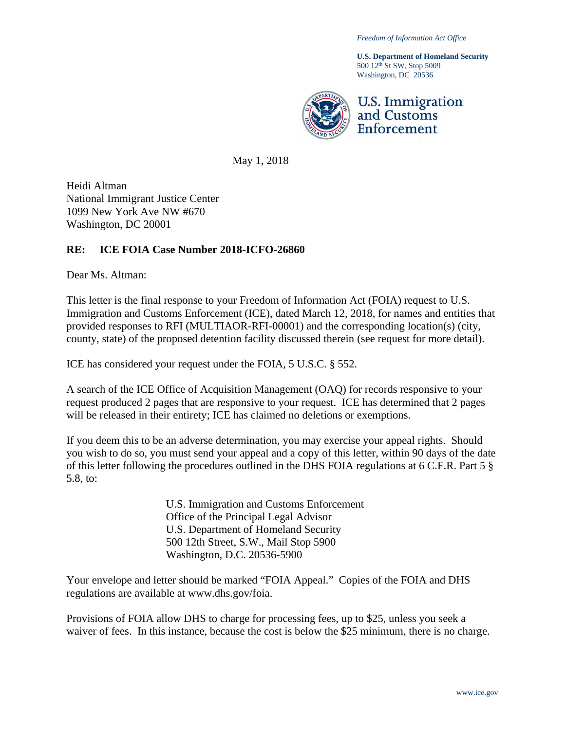*Freedom of Information Act Office*

**U.S. Department of Homeland Security**
500 12th St SW, Stop 5009
Washington, DC 20536

U.S. Immigration and Customs Enforcement

May 1, 2018

Heidi Altman
National Immigrant Justice Center
1099 New York Ave NW #670
Washington, DC 20001

**RE: ICE FOIA Case Number 2018-ICFO-26860**

Dear Ms. Altman:

This letter is the final response to your Freedom of Information Act (FOIA) request to U.S. Immigration and Customs Enforcement (ICE), dated March 12, 2018, for names and entities that provided responses to RFI (MULTIAOR-RFI-00001) and the corresponding location(s) (city, county, state) of the proposed detention facility discussed therein (see request for more detail).

ICE has considered your request under the FOIA, 5 U.S.C. § 552.

A search of the ICE Office of Acquisition Management (OAQ) for records responsive to your request produced 2 pages that are responsive to your request. ICE has determined that 2 pages will be released in their entirety; ICE has claimed no deletions or exemptions.

If you deem this to be an adverse determination, you may exercise your appeal rights. Should you wish to do so, you must send your appeal and a copy of this letter, within 90 days of the date of this letter following the procedures outlined in the DHS FOIA regulations at 6 C.F.R. Part 5 § 5.8, to:

U.S. Immigration and Customs Enforcement
Office of the Principal Legal Advisor
U.S. Department of Homeland Security
500 12th Street, S.W., Mail Stop 5900
Washington, D.C. 20536-5900

Your envelope and letter should be marked "FOIA Appeal." Copies of the FOIA and DHS regulations are available at www.dhs.gov/foia.

Provisions of FOIA allow DHS to charge for processing fees, up to $25, unless you seek a waiver of fees. In this instance, because the cost is below the $25 minimum, there is no charge.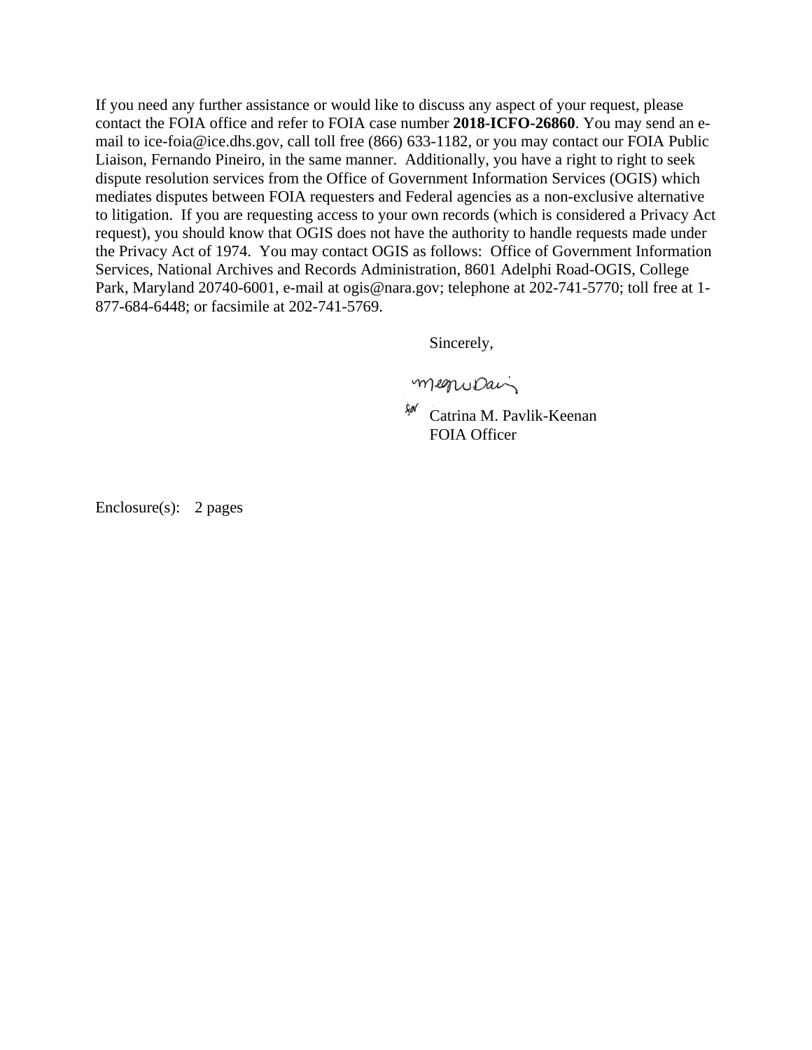If you need any further assistance or would like to discuss any aspect of your request, please contact the FOIA office and refer to FOIA case number **2018-ICFO-26860**. You may send an e-mail to ice-foia@ice.dhs.gov, call toll free (866) 633-1182, or you may contact our FOIA Public Liaison, Fernando Pineiro, in the same manner. Additionally, you have a right to right to seek dispute resolution services from the Office of Government Information Services (OGIS) which mediates disputes between FOIA requesters and Federal agencies as a non-exclusive alternative to litigation. If you are requesting access to your own records (which is considered a Privacy Act request), you should know that OGIS does not have the authority to handle requests made under the Privacy Act of 1974. You may contact OGIS as follows: Office of Government Information Services, National Archives and Records Administration, 8601 Adelphi Road-OGIS, College Park, Maryland 20740-6001, e-mail at ogis@nara.gov; telephone at 202-741-5770; toll free at 1-877-684-6448; or facsimile at 202-741-5769.

Sincerely,

for Catrina M. Pavlik-Keenan
FOIA Officer

Enclosure(s): 2 pages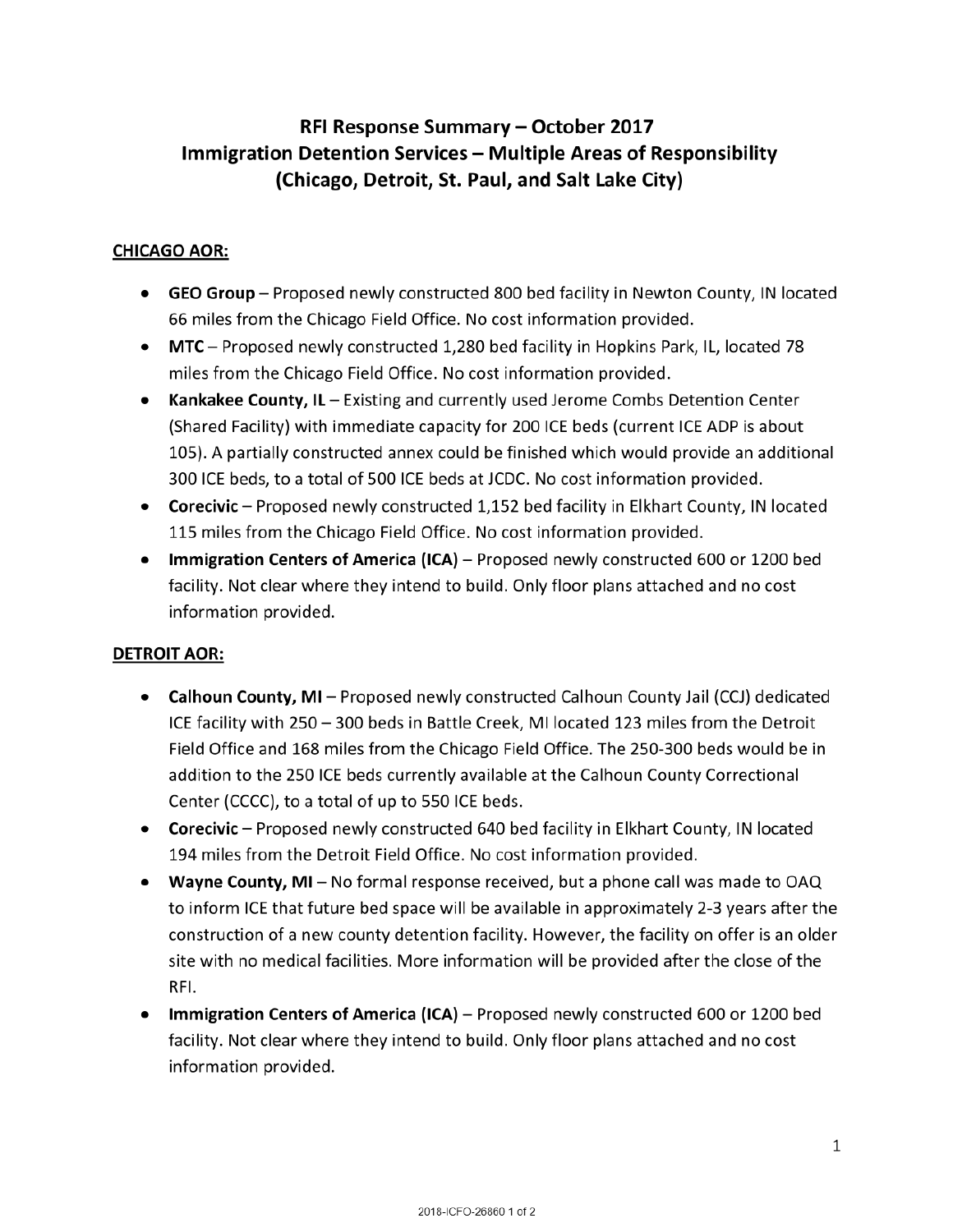# RFI Response Summary – October 2017
# Immigration Detention Services – Multiple Areas of Responsibility
# (Chicago, Detroit, St. Paul, and Salt Lake City)

## CHICAGO AOR:

- **GEO Group** – Proposed newly constructed 800 bed facility in Newton County, IN located 66 miles from the Chicago Field Office. No cost information provided.
- **MTC** – Proposed newly constructed 1,280 bed facility in Hopkins Park, IL, located 78 miles from the Chicago Field Office. No cost information provided.
- **Kankakee County, IL** – Existing and currently used Jerome Combs Detention Center (Shared Facility) with immediate capacity for 200 ICE beds (current ICE ADP is about 105). A partially constructed annex could be finished which would provide an additional 300 ICE beds, to a total of 500 ICE beds at JCDC. No cost information provided.
- **Corecivic** – Proposed newly constructed 1,152 bed facility in Elkhart County, IN located 115 miles from the Chicago Field Office. No cost information provided.
- **Immigration Centers of America (ICA)** – Proposed newly constructed 600 or 1200 bed facility. Not clear where they intend to build. Only floor plans attached and no cost information provided.

## DETROIT AOR:

- **Calhoun County, MI** – Proposed newly constructed Calhoun County Jail (CCJ) dedicated ICE facility with 250 – 300 beds in Battle Creek, MI located 123 miles from the Detroit Field Office and 168 miles from the Chicago Field Office. The 250-300 beds would be in addition to the 250 ICE beds currently available at the Calhoun County Correctional Center (CCCC), to a total of up to 550 ICE beds.
- **Corecivic** – Proposed newly constructed 640 bed facility in Elkhart County, IN located 194 miles from the Detroit Field Office. No cost information provided.
- **Wayne County, MI** – No formal response received, but a phone call was made to OAQ to inform ICE that future bed space will be available in approximately 2-3 years after the construction of a new county detention facility. However, the facility on offer is an older site with no medical facilities. More information will be provided after the close of the RFI.
- **Immigration Centers of America (ICA)** – Proposed newly constructed 600 or 1200 bed facility. Not clear where they intend to build. Only floor plans attached and no cost information provided.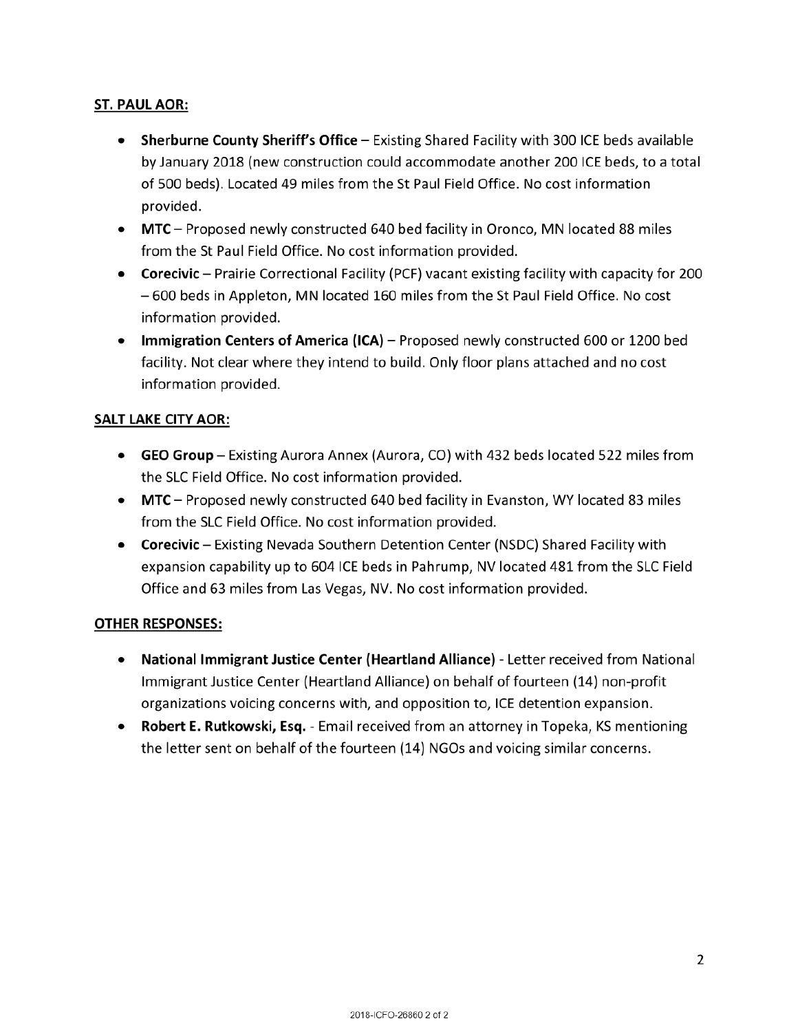**ST. PAUL AOR:**

- **Sherburne County Sheriff's Office** – Existing Shared Facility with 300 ICE beds available by January 2018 (new construction could accommodate another 200 ICE beds, to a total of 500 beds). Located 49 miles from the St Paul Field Office. No cost information provided.
- **MTC** – Proposed newly constructed 640 bed facility in Oronco, MN located 88 miles from the St Paul Field Office. No cost information provided.
- **Corecivic** – Prairie Correctional Facility (PCF) vacant existing facility with capacity for 200 – 600 beds in Appleton, MN located 160 miles from the St Paul Field Office. No cost information provided.
- **Immigration Centers of America (ICA)** – Proposed newly constructed 600 or 1200 bed facility. Not clear where they intend to build. Only floor plans attached and no cost information provided.

**SALT LAKE CITY AOR:**

- **GEO Group** – Existing Aurora Annex (Aurora, CO) with 432 beds located 522 miles from the SLC Field Office. No cost information provided.
- **MTC** – Proposed newly constructed 640 bed facility in Evanston, WY located 83 miles from the SLC Field Office. No cost information provided.
- **Corecivic** – Existing Nevada Southern Detention Center (NSDC) Shared Facility with expansion capability up to 604 ICE beds in Pahrump, NV located 481 from the SLC Field Office and 63 miles from Las Vegas, NV. No cost information provided.

**OTHER RESPONSES:**

- **National Immigrant Justice Center (Heartland Alliance)** - Letter received from National Immigrant Justice Center (Heartland Alliance) on behalf of fourteen (14) non-profit organizations voicing concerns with, and opposition to, ICE detention expansion.
- **Robert E. Rutkowski, Esq.** - Email received from an attorney in Topeka, KS mentioning the letter sent on behalf of the fourteen (14) NGOs and voicing similar concerns.

2018-ICFO-26860 2 of 2